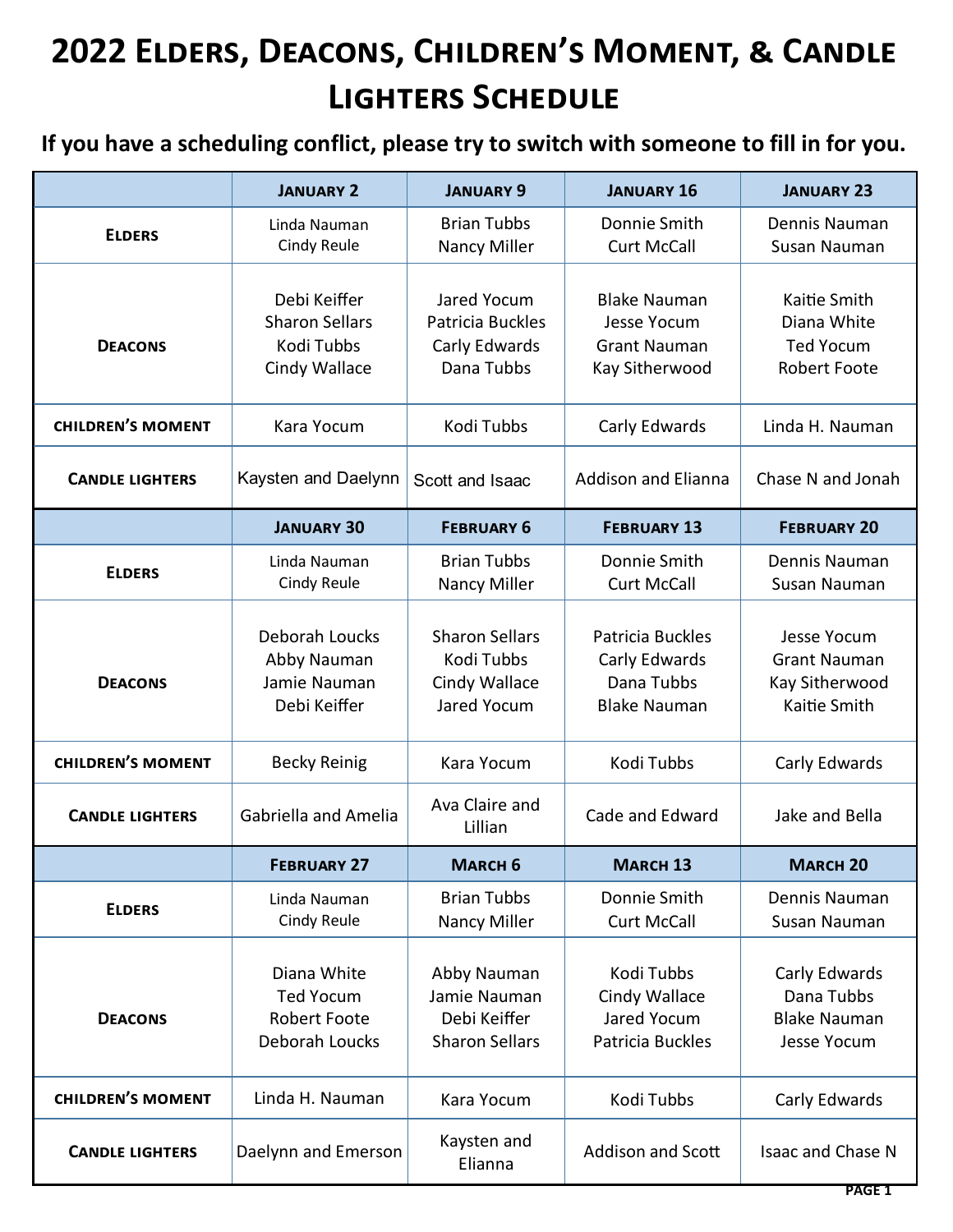# 2022 Elders, Deacons, Children's Moment, & Candle Lighters Schedule

**If you have a scheduling conflict, please try to switch with someone to fill in for you.**

| | January 2 | January 9 | January 16 | January 23 |
|---|---|---|---|---|
| **Elders** | Linda Nauman<br>Cindy Reule | Brian Tubbs<br>Nancy Miller | Donnie Smith<br>Curt McCall | Dennis Nauman<br>Susan Nauman |
| **Deacons** | Debi Keiffer<br>Sharon Sellars<br>Kodi Tubbs<br>Cindy Wallace | Jared Yocum<br>Patricia Buckles<br>Carly Edwards<br>Dana Tubbs | Blake Nauman<br>Jesse Yocum<br>Grant Nauman<br>Kay Sitherwood | Kaitie Smith<br>Diana White<br>Ted Yocum<br>Robert Foote |
| **Children's Moment** | Kara Yocum | Kodi Tubbs | Carly Edwards | Linda H. Nauman |
| **Candle Lighters** | Kaysten and Daelynn | Scott and Isaac | Addison and Elianna | Chase N and Jonah |
| | **January 30** | **February 6** | **February 13** | **February 20** |
| **Elders** | Linda Nauman<br>Cindy Reule | Brian Tubbs<br>Nancy Miller | Donnie Smith<br>Curt McCall | Dennis Nauman<br>Susan Nauman |
| **Deacons** | Deborah Loucks<br>Abby Nauman<br>Jamie Nauman<br>Debi Keiffer | Sharon Sellars<br>Kodi Tubbs<br>Cindy Wallace<br>Jared Yocum | Patricia Buckles<br>Carly Edwards<br>Dana Tubbs<br>Blake Nauman | Jesse Yocum<br>Grant Nauman<br>Kay Sitherwood<br>Kaitie Smith |
| **Children's Moment** | Becky Reinig | Kara Yocum | Kodi Tubbs | Carly Edwards |
| **Candle Lighters** | Gabriella and Amelia | Ava Claire and Lillian | Cade and Edward | Jake and Bella |
| | **February 27** | **March 6** | **March 13** | **March 20** |
| **Elders** | Linda Nauman<br>Cindy Reule | Brian Tubbs<br>Nancy Miller | Donnie Smith<br>Curt McCall | Dennis Nauman<br>Susan Nauman |
| **Deacons** | Diana White<br>Ted Yocum<br>Robert Foote<br>Deborah Loucks | Abby Nauman<br>Jamie Nauman<br>Debi Keiffer<br>Sharon Sellars | Kodi Tubbs<br>Cindy Wallace<br>Jared Yocum<br>Patricia Buckles | Carly Edwards<br>Dana Tubbs<br>Blake Nauman<br>Jesse Yocum |
| **Children's Moment** | Linda H. Nauman | Kara Yocum | Kodi Tubbs | Carly Edwards |
| **Candle Lighters** | Daelynn and Emerson | Kaysten and Elianna | Addison and Scott | Isaac and Chase N |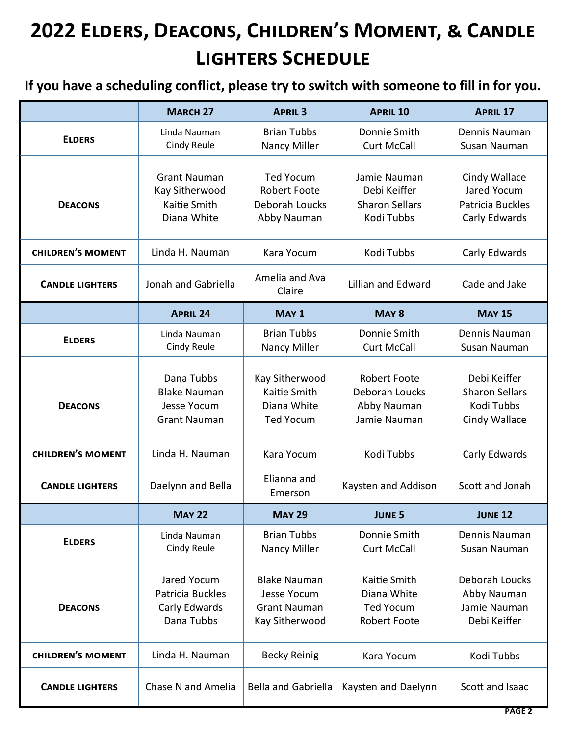# 2022 Elders, Deacons, Children's Moment, & Candle Lighters Schedule

**If you have a scheduling conflict, please try to switch with someone to fill in for you.**

| | March 27 | April 3 | April 10 | April 17 |
|---|---|---|---|---|
| **Elders** | Linda Nauman<br>Cindy Reule | Brian Tubbs<br>Nancy Miller | Donnie Smith<br>Curt McCall | Dennis Nauman<br>Susan Nauman |
| **Deacons** | Grant Nauman<br>Kay Sitherwood<br>Kaitie Smith<br>Diana White | Ted Yocum<br>Robert Foote<br>Deborah Loucks<br>Abby Nauman | Jamie Nauman<br>Debi Keiffer<br>Sharon Sellars<br>Kodi Tubbs | Cindy Wallace<br>Jared Yocum<br>Patricia Buckles<br>Carly Edwards |
| **Children's Moment** | Linda H. Nauman | Kara Yocum | Kodi Tubbs | Carly Edwards |
| **Candle Lighters** | Jonah and Gabriella | Amelia and Ava Claire | Lillian and Edward | Cade and Jake |
| | **April 24** | **May 1** | **May 8** | **May 15** |
| **Elders** | Linda Nauman<br>Cindy Reule | Brian Tubbs<br>Nancy Miller | Donnie Smith<br>Curt McCall | Dennis Nauman<br>Susan Nauman |
| **Deacons** | Dana Tubbs<br>Blake Nauman<br>Jesse Yocum<br>Grant Nauman | Kay Sitherwood<br>Kaitie Smith<br>Diana White<br>Ted Yocum | Robert Foote<br>Deborah Loucks<br>Abby Nauman<br>Jamie Nauman | Debi Keiffer<br>Sharon Sellars<br>Kodi Tubbs<br>Cindy Wallace |
| **Children's Moment** | Linda H. Nauman | Kara Yocum | Kodi Tubbs | Carly Edwards |
| **Candle Lighters** | Daelynn and Bella | Elianna and Emerson | Kaysten and Addison | Scott and Jonah |
| | **May 22** | **May 29** | **June 5** | **June 12** |
| **Elders** | Linda Nauman<br>Cindy Reule | Brian Tubbs<br>Nancy Miller | Donnie Smith<br>Curt McCall | Dennis Nauman<br>Susan Nauman |
| **Deacons** | Jared Yocum<br>Patricia Buckles<br>Carly Edwards<br>Dana Tubbs | Blake Nauman<br>Jesse Yocum<br>Grant Nauman<br>Kay Sitherwood | Kaitie Smith<br>Diana White<br>Ted Yocum<br>Robert Foote | Deborah Loucks<br>Abby Nauman<br>Jamie Nauman<br>Debi Keiffer |
| **Children's Moment** | Linda H. Nauman | Becky Reinig | Kara Yocum | Kodi Tubbs |
| **Candle Lighters** | Chase N and Amelia | Bella and Gabriella | Kaysten and Daelynn | Scott and Isaac |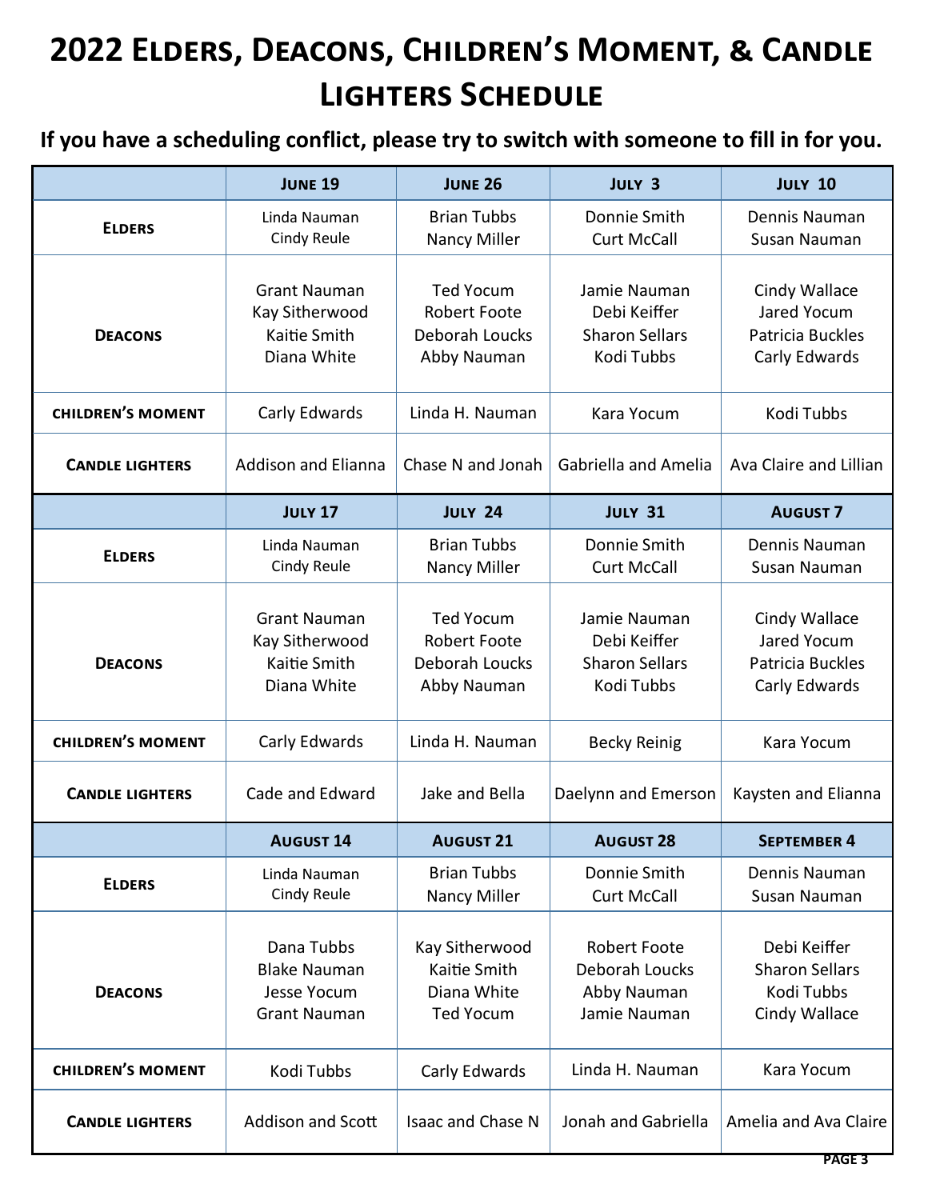# 2022 Elders, Deacons, Children's Moment, & Candle Lighters Schedule

**If you have a scheduling conflict, please try to switch with someone to fill in for you.**

| | June 19 | June 26 | July 3 | July 10 |
|---|---|---|---|---|
| **Elders** | Linda Nauman<br>Cindy Reule | Brian Tubbs<br>Nancy Miller | Donnie Smith<br>Curt McCall | Dennis Nauman<br>Susan Nauman |
| **Deacons** | Grant Nauman<br>Kay Sitherwood<br>Kaitie Smith<br>Diana White | Ted Yocum<br>Robert Foote<br>Deborah Loucks<br>Abby Nauman | Jamie Nauman<br>Debi Keiffer<br>Sharon Sellars<br>Kodi Tubbs | Cindy Wallace<br>Jared Yocum<br>Patricia Buckles<br>Carly Edwards |
| **Children's Moment** | Carly Edwards | Linda H. Nauman | Kara Yocum | Kodi Tubbs |
| **Candle Lighters** | Addison and Elianna | Chase N and Jonah | Gabriella and Amelia | Ava Claire and Lillian |
| | **July 17** | **July 24** | **July 31** | **August 7** |
| **Elders** | Linda Nauman<br>Cindy Reule | Brian Tubbs<br>Nancy Miller | Donnie Smith<br>Curt McCall | Dennis Nauman<br>Susan Nauman |
| **Deacons** | Grant Nauman<br>Kay Sitherwood<br>Kaitie Smith<br>Diana White | Ted Yocum<br>Robert Foote<br>Deborah Loucks<br>Abby Nauman | Jamie Nauman<br>Debi Keiffer<br>Sharon Sellars<br>Kodi Tubbs | Cindy Wallace<br>Jared Yocum<br>Patricia Buckles<br>Carly Edwards |
| **Children's Moment** | Carly Edwards | Linda H. Nauman | Becky Reinig | Kara Yocum |
| **Candle Lighters** | Cade and Edward | Jake and Bella | Daelynn and Emerson | Kaysten and Elianna |
| | **August 14** | **August 21** | **August 28** | **September 4** |
| **Elders** | Linda Nauman<br>Cindy Reule | Brian Tubbs<br>Nancy Miller | Donnie Smith<br>Curt McCall | Dennis Nauman<br>Susan Nauman |
| **Deacons** | Dana Tubbs<br>Blake Nauman<br>Jesse Yocum<br>Grant Nauman | Kay Sitherwood<br>Kaitie Smith<br>Diana White<br>Ted Yocum | Robert Foote<br>Deborah Loucks<br>Abby Nauman<br>Jamie Nauman | Debi Keiffer<br>Sharon Sellars<br>Kodi Tubbs<br>Cindy Wallace |
| **Children's Moment** | Kodi Tubbs | Carly Edwards | Linda H. Nauman | Kara Yocum |
| **Candle Lighters** | Addison and Scott | Isaac and Chase N | Jonah and Gabriella | Amelia and Ava Claire |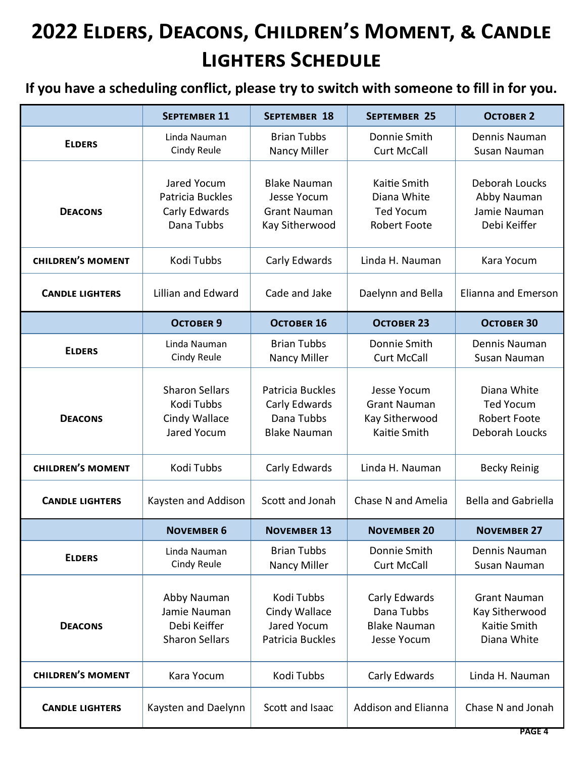# 2022 Elders, Deacons, Children's Moment, & Candle Lighters Schedule

**If you have a scheduling conflict, please try to switch with someone to fill in for you.**

| | **September 11** | **September 18** | **September 25** | **October 2** |
|---|---|---|---|---|
| **Elders** | Linda Nauman<br>Cindy Reule | Brian Tubbs<br>Nancy Miller | Donnie Smith<br>Curt McCall | Dennis Nauman<br>Susan Nauman |
| **Deacons** | Jared Yocum<br>Patricia Buckles<br>Carly Edwards<br>Dana Tubbs | Blake Nauman<br>Jesse Yocum<br>Grant Nauman<br>Kay Sitherwood | Kaitie Smith<br>Diana White<br>Ted Yocum<br>Robert Foote | Deborah Loucks<br>Abby Nauman<br>Jamie Nauman<br>Debi Keiffer |
| **Children's Moment** | Kodi Tubbs | Carly Edwards | Linda H. Nauman | Kara Yocum |
| **Candle Lighters** | Lillian and Edward | Cade and Jake | Daelynn and Bella | Elianna and Emerson |
| | **October 9** | **October 16** | **October 23** | **October 30** |
| **Elders** | Linda Nauman<br>Cindy Reule | Brian Tubbs<br>Nancy Miller | Donnie Smith<br>Curt McCall | Dennis Nauman<br>Susan Nauman |
| **Deacons** | Sharon Sellars<br>Kodi Tubbs<br>Cindy Wallace<br>Jared Yocum | Patricia Buckles<br>Carly Edwards<br>Dana Tubbs<br>Blake Nauman | Jesse Yocum<br>Grant Nauman<br>Kay Sitherwood<br>Kaitie Smith | Diana White<br>Ted Yocum<br>Robert Foote<br>Deborah Loucks |
| **Children's Moment** | Kodi Tubbs | Carly Edwards | Linda H. Nauman | Becky Reinig |
| **Candle Lighters** | Kaysten and Addison | Scott and Jonah | Chase N and Amelia | Bella and Gabriella |
| | **November 6** | **November 13** | **November 20** | **November 27** |
| **Elders** | Linda Nauman<br>Cindy Reule | Brian Tubbs<br>Nancy Miller | Donnie Smith<br>Curt McCall | Dennis Nauman<br>Susan Nauman |
| **Deacons** | Abby Nauman<br>Jamie Nauman<br>Debi Keiffer<br>Sharon Sellars | Kodi Tubbs<br>Cindy Wallace<br>Jared Yocum<br>Patricia Buckles | Carly Edwards<br>Dana Tubbs<br>Blake Nauman<br>Jesse Yocum | Grant Nauman<br>Kay Sitherwood<br>Kaitie Smith<br>Diana White |
| **Children's Moment** | Kara Yocum | Kodi Tubbs | Carly Edwards | Linda H. Nauman |
| **Candle Lighters** | Kaysten and Daelynn | Scott and Isaac | Addison and Elianna | Chase N and Jonah |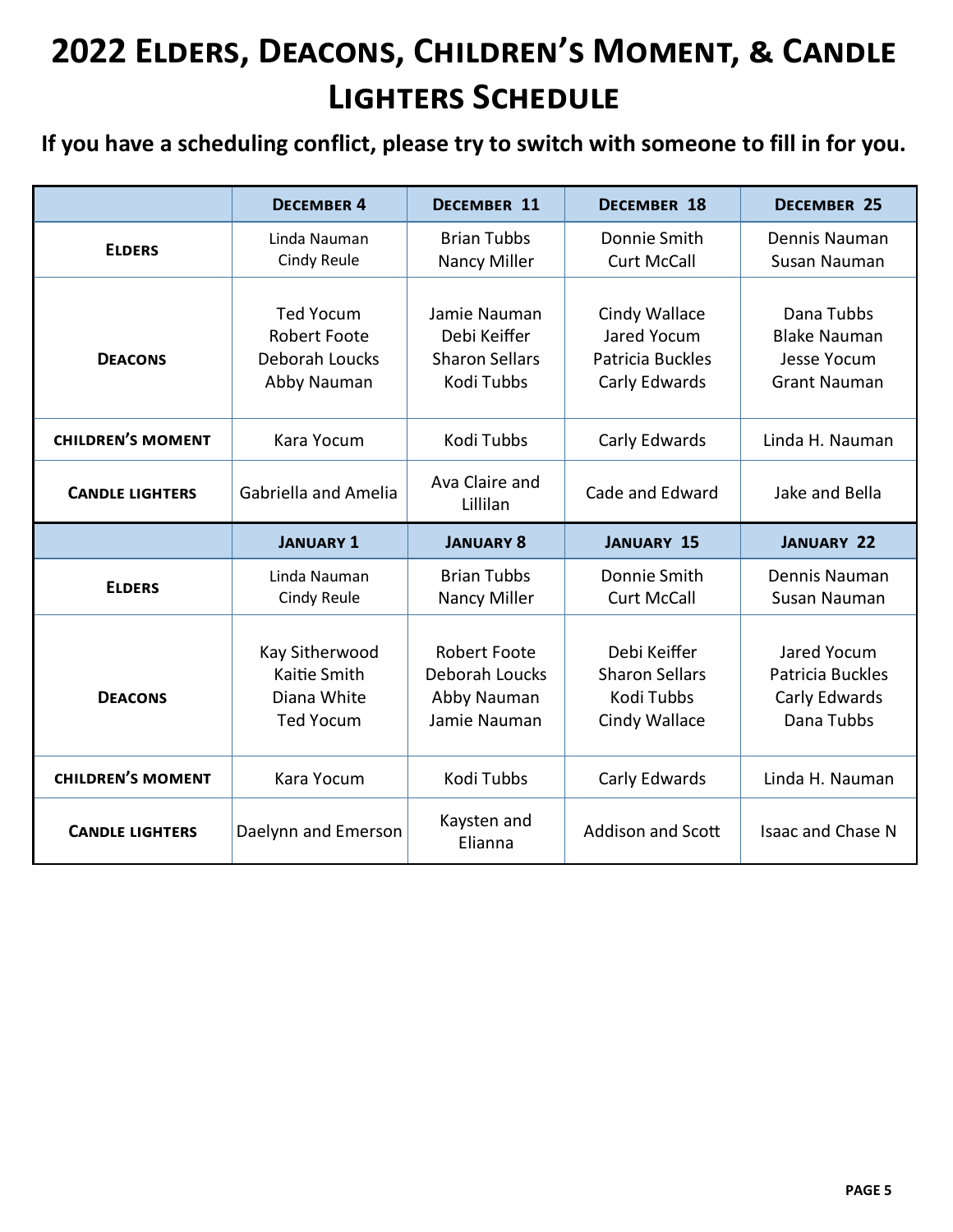# 2022 Elders, Deacons, Children's Moment, & Candle Lighters Schedule

**If you have a scheduling conflict, please try to switch with someone to fill in for you.**

| | **December 4** | **December 11** | **December 18** | **December 25** |
|---|---|---|---|---|
| **Elders** | Linda Nauman<br>Cindy Reule | Brian Tubbs<br>Nancy Miller | Donnie Smith<br>Curt McCall | Dennis Nauman<br>Susan Nauman |
| **Deacons** | Ted Yocum<br>Robert Foote<br>Deborah Loucks<br>Abby Nauman | Jamie Nauman<br>Debi Keiffer<br>Sharon Sellars<br>Kodi Tubbs | Cindy Wallace<br>Jared Yocum<br>Patricia Buckles<br>Carly Edwards | Dana Tubbs<br>Blake Nauman<br>Jesse Yocum<br>Grant Nauman |
| **Children's Moment** | Kara Yocum | Kodi Tubbs | Carly Edwards | Linda H. Nauman |
| **Candle Lighters** | Gabriella and Amelia | Ava Claire and Lillilan | Cade and Edward | Jake and Bella |
| | **January 1** | **January 8** | **January 15** | **January 22** |
| **Elders** | Linda Nauman<br>Cindy Reule | Brian Tubbs<br>Nancy Miller | Donnie Smith<br>Curt McCall | Dennis Nauman<br>Susan Nauman |
| **Deacons** | Kay Sitherwood<br>Kaitie Smith<br>Diana White<br>Ted Yocum | Robert Foote<br>Deborah Loucks<br>Abby Nauman<br>Jamie Nauman | Debi Keiffer<br>Sharon Sellars<br>Kodi Tubbs<br>Cindy Wallace | Jared Yocum<br>Patricia Buckles<br>Carly Edwards<br>Dana Tubbs |
| **Children's Moment** | Kara Yocum | Kodi Tubbs | Carly Edwards | Linda H. Nauman |
| **Candle Lighters** | Daelynn and Emerson | Kaysten and Elianna | Addison and Scott | Isaac and Chase N |